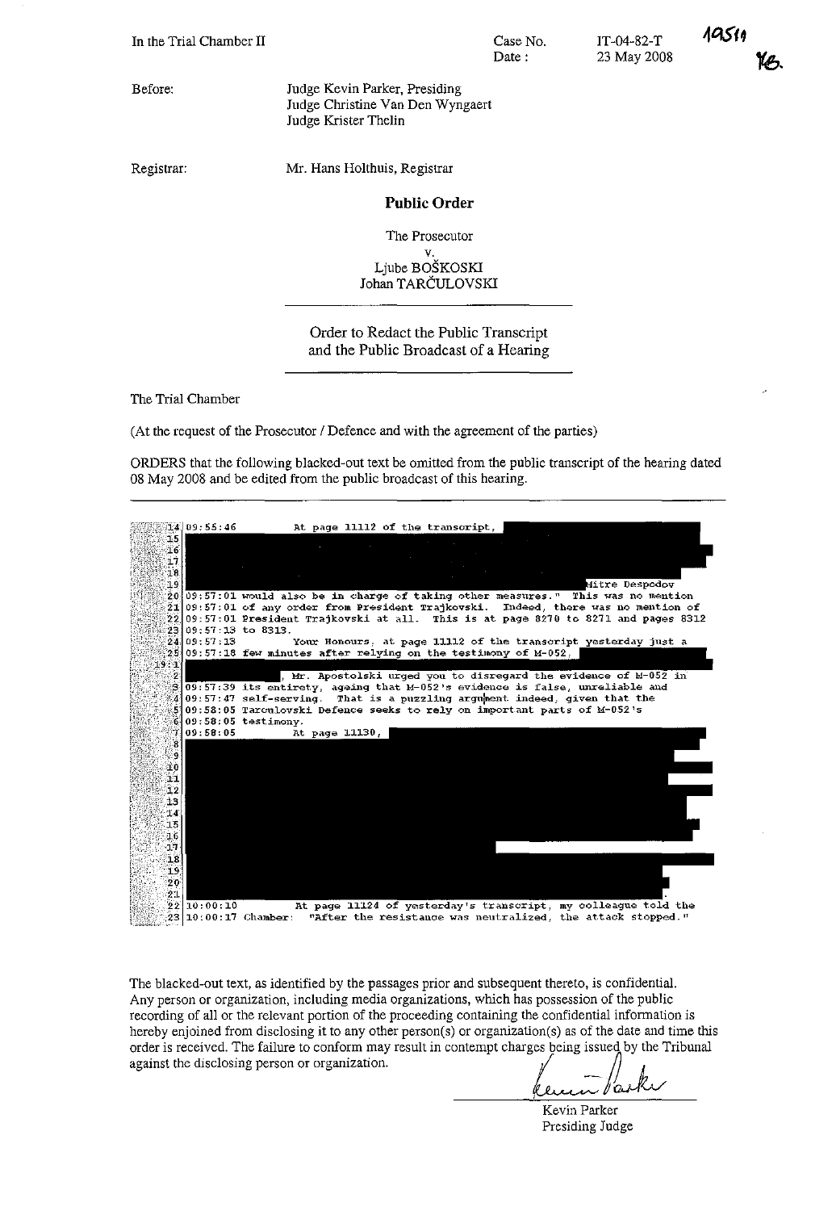In the Trial Chamber II

Case No. IT-04-82-T
Date : 23 May 2008

10511

Before: Judge Kevin Parker, Presiding
Judge Christine Van Den Wyngaert
Judge Krister Thelin

Registrar: Mr. Hans Holthuis, Registrar

## Public Order

The Prosecutor
v.
Ljube BOŠKOSKI
Johan TARČULOVSKI

Order to Redact the Public Transcript and the Public Broadcast of a Hearing

The Trial Chamber

(At the request of the Prosecutor / Defence and with the agreement of the parties)

ORDERS that the following blacked-out text be omitted from the public transcript of the hearing dated 08 May 2008 and be edited from the public broadcast of this hearing.

```
14 09:55:46         At page 11112 of the transcript, [REDACTED]
15 [REDACTED]
16 [REDACTED]
17 [REDACTED]
18 [REDACTED]
19 [REDACTED]                                               Mitre Despodov
20 09:57:01 would also be in charge of taking other measures." This was no mention
21 09:57:01 of any order from President Trajkovski. Indeed, there was no mention of
22 09:57:01 President Trajkovski at all. This is at page 8270 to 8271 and pages 8312
23 09:57:13 to 8313.
24 09:57:13         Your Honours, at page 11112 of the transcript yesterday just a
25 09:57:18 few minutes after relying on the testimony of M-052, [REDACTED]
19:1 [REDACTED]
2 [REDACTED], Mr. Apostolski urged you to disregard the evidence of M-052 in
3 09:57:39 its entirety, arguing that M-052's evidence is false, unreliable and
4 09:57:47 self-serving. That is a puzzling argument indeed, given that the
5 09:58:05 Tarculovski Defence seeks to rely on important parts of M-052's
6 09:58:05 testimony.
7 09:58:05         At page 11130, [REDACTED]
8 [REDACTED]
9 [REDACTED]
10 [REDACTED]
11 [REDACTED]
12 [REDACTED]
13 [REDACTED]
14 [REDACTED]
15 [REDACTED]
16 [REDACTED]
17 [REDACTED]
18 [REDACTED]
19 [REDACTED]
20 [REDACTED]
21 [REDACTED].
22 10:00:10         At page 11124 of yesterday's transcript, my colleague told the
23 10:00:17 Chamber: "After the resistance was neutralized, the attack stopped."
```

The blacked-out text, as identified by the passages prior and subsequent thereto, is confidential. Any person or organization, including media organizations, which has possession of the public recording of all or the relevant portion of the proceeding containing the confidential information is hereby enjoined from disclosing it to any other person(s) or organization(s) as of the date and time this order is received. The failure to conform may result in contempt charges being issued by the Tribunal against the disclosing person or organization.

Kevin Parker
Presiding Judge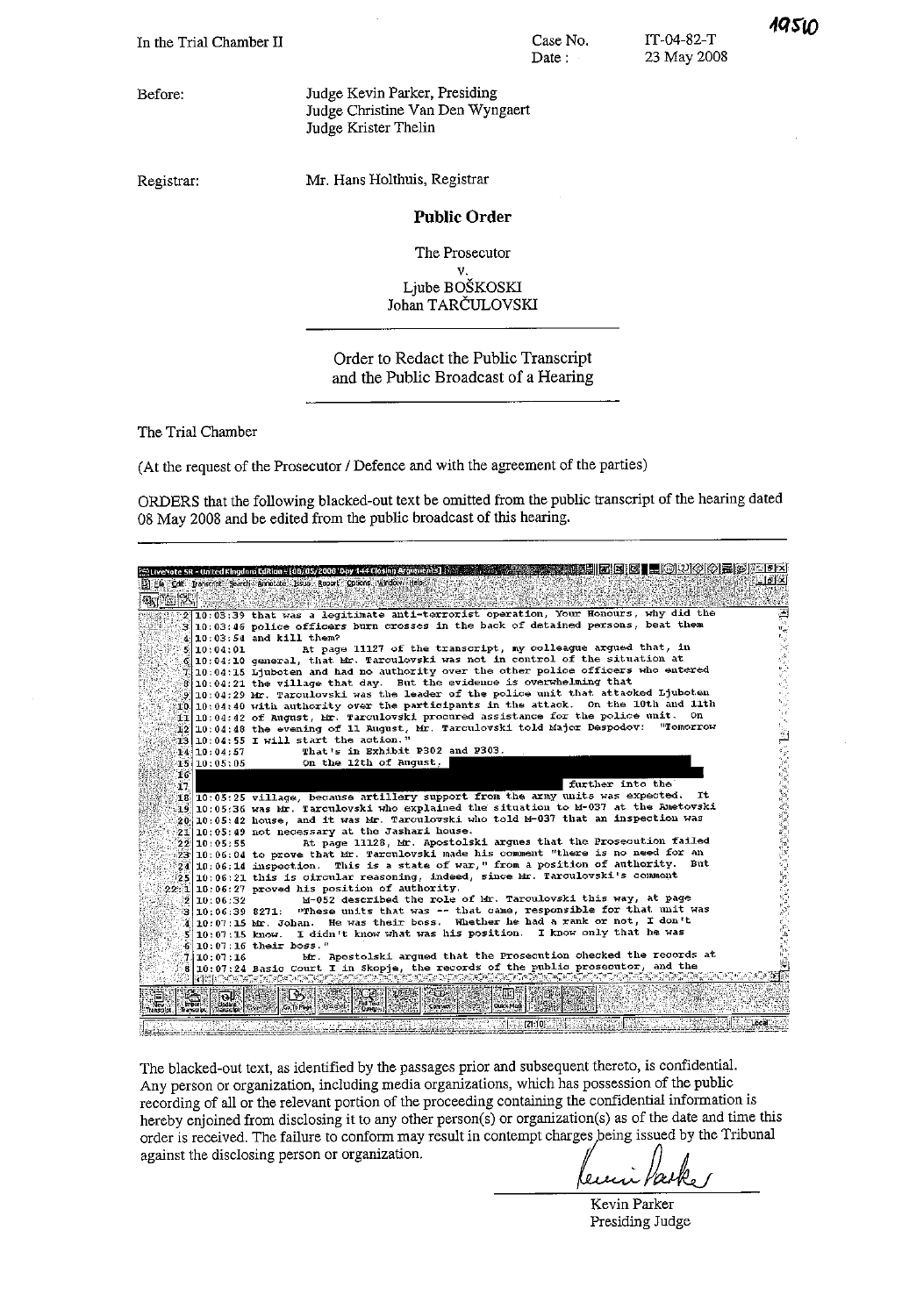19510

| In the Trial Chamber II | Case No. | IT-04-82-T |
|---|---|---|
| | Date : | 23 May 2008 |

Before: Judge Kevin Parker, Presiding
Judge Christine Van Den Wyngaert
Judge Krister Thelin

Registrar: Mr. Hans Holthuis, Registrar

**Public Order**

The Prosecutor
v.
Ljube BOŠKOSKI
Johan TARČULOVSKI

Order to Redact the Public Transcript
and the Public Broadcast of a Hearing

The Trial Chamber

(At the request of the Prosecutor / Defence and with the agreement of the parties)

ORDERS that the following blacked-out text be omitted from the public transcript of the hearing dated 08 May 2008 and be edited from the public broadcast of this hearing.

```
2  10:03:39 that was a legitimate anti-terrorist operation, Your Honours, why did the
3  10:03:46 police officers burn crosses in the back of detained persons, beat them
4  10:03:54 and kill them?
5  10:04:01          At page 11127 of the transcript, my colleague argued that, in
6  10:04:10 general, that Mr. Tarculovski was not in control of the situation at
7  10:04:15 Ljuboten and had no authority over the other police officers who entered
8  10:04:21 the village that day. But the evidence is overwhelming that
9  10:04:29 Mr. Tarculovski was the leader of the police unit that attacked Ljuboten
10 10:04:40 with authority over the participants in the attack. On the 10th and 11th
11 10:04:42 of August, Mr. Tarculovski procured assistance for the police unit. On
12 10:04:48 the evening of 11 August, Mr. Tarculovski told Major Despodov: "Tomorrow
13 10:04:55 I will start the action."
14 10:04:57          That's in Exhibit P302 and P303.
15 10:05:05          On the 12th of August, [REDACTED]
16          [REDACTED]
17          [REDACTED]                                        further into the
18 10:05:25 village, because artillery support from the army units was expected. It
19 10:05:36 was Mr. Tarculovski who explained the situation to M-037 at the Ametovski
20 10:05:42 house, and it was Mr. Tarculovski who told M-037 that an inspection was
21 10:05:49 not necessary at the Jashari house.
22 10:05:55          At page 11128, Mr. Apostolski argues that the Prosecution failed
23 10:06:04 to prove that Mr. Tarculovski made his comment "there is no need for an
24 10:06:14 inspection. This is a state of war," from a position of authority. But
25 10:06:21 this is circular reasoning, indeed, since Mr. Tarculovski's comment
22:1 10:06:27 proved his position of authority.
2  10:06:32          M-052 described the role of Mr. Tarculovski this way, at page
3  10:06:39 8271: "These units that was -- that came, responsible for that unit was
4  10:07:15 Mr. Johan. He was their boss. Whether he had a rank or not, I don't
5  10:07:15 know. I didn't know what was his position. I know only that he was
6  10:07:16 their boss."
7  10:07:16          Mr. Apostolski argued that the Prosecution checked the records at
8  10:07:24 Basic Court I in Skopje, the records of the public prosecutor, and the
```

The blacked-out text, as identified by the passages prior and subsequent thereto, is confidential. Any person or organization, including media organizations, which has possession of the public recording of all or the relevant portion of the proceeding containing the confidential information is hereby enjoined from disclosing it to any other person(s) or organization(s) as of the date and time this order is received. The failure to conform may result in contempt charges being issued by the Tribunal against the disclosing person or organization.

Kevin Parker
Presiding Judge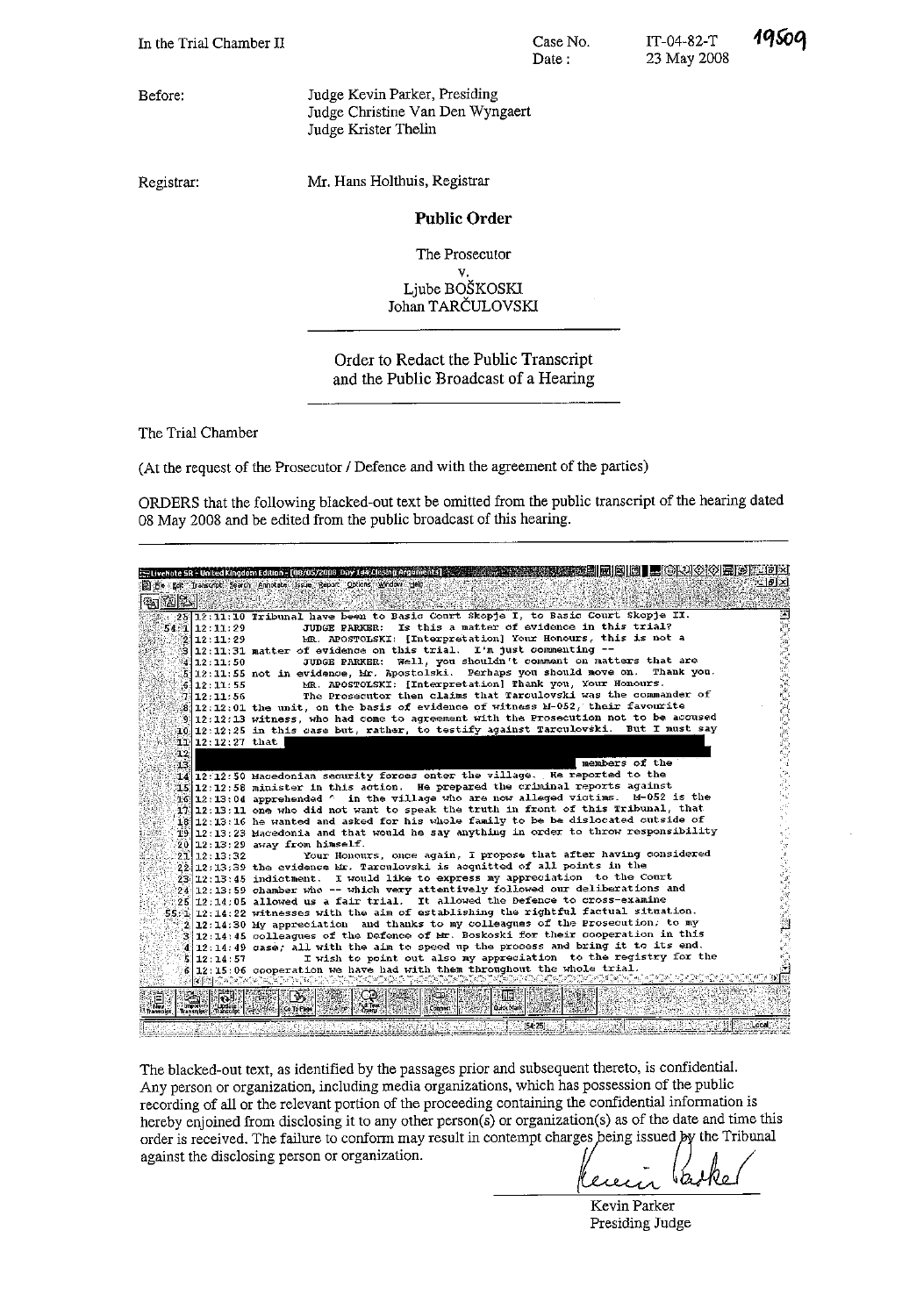In the Trial Chamber II

Case No. IT-04-82-T

Date: 23 May 2008

19509

Before: Judge Kevin Parker, Presiding
Judge Christine Van Den Wyngaert
Judge Krister Thelin

Registrar: Mr. Hans Holthuis, Registrar

**Public Order**

The Prosecutor
v.
Ljube BOŠKOSKI
Johan TARČULOVSKI

---

Order to Redact the Public Transcript
and the Public Broadcast of a Hearing

---

The Trial Chamber

(At the request of the Prosecutor / Defence and with the agreement of the parties)

ORDERS that the following blacked-out text be omitted from the public transcript of the hearing dated 08 May 2008 and be edited from the public broadcast of this hearing.

---

```
25 12:11:10 Tribunal have been to Basic Court Skopje I, to Basic Court Skopje II.
54 1 12:11:29         JUDGE PARKER:  Is this a matter of evidence in this trial?
   2 12:11:29         MR. APOSTOLSKI: [Interpretation] Your Honours, this is not a
   3 12:11:31 matter of evidence on this trial.  I'm just commenting --
   4 12:11:50         JUDGE PARKER:  Well, you shouldn't comment on matters that are
   5 12:11:55 not in evidence, Mr. Apostolski.  Perhaps you should move on.  Thank you.
   6 12:11:55         MR. APOSTOLSKI: [Interpretation] Thank you, Your Honours.
   7 12:11:56         The Prosecutor then claims that Tarculovski was the commander of
   8 12:12:01 the unit, on the basis of evidence of witness M-052, their favourite
   9 12:12:13 witness, who had come to agreement with the Prosecution not to be accused
  10 12:12:25 in this case but, rather, to testify against Tarculovski.  But I must say
  11 12:12:27 that [REDACTED]
  12          [REDACTED]
  13          [REDACTED] members of the
  14 12:12:50 Macedonian security forces enter the village.  He reported to the
  15 12:12:58 minister in this action.  He prepared the criminal reports against
  16 12:13:04 apprehended ^  in the village who are now alleged victims.  M-052 is the
  17 12:13:11 one who did not want to speak the truth in front of this Tribunal, that
  18 12:13:16 he wanted and asked for his whole family to be be dislocated outside of
  19 12:13:23 Macedonia and that would he say anything in order to throw responsibility
  20 12:13:29 away from himself.
  21 12:13:32         Your Honours, once again, I propose that after having considered
  22 12:13:39 the evidence Mr. Tarculovski is acquitted of all points in the
  23 12:13:45 indictment.  I would like to express my appreciation  to the Court
  24 12:13:59 chamber who -- which very attentively followed our deliberations and
  25 12:14:05 allowed us a fair trial.  It allowed the Defence to cross-examine
55 1 12:14:22 witnesses with the aim of establishing the rightful factual situation.
   2 12:14:30 My appreciation  and thanks to my colleagues of the Prosecution; to my
   3 12:14:45 colleagues of the Defence of Mr. Boskoski for their cooperation in this
   4 12:14:49 case; all with the aim to speed up the process and bring it to its end.
   5 12:14:57         I wish to point out also my appreciation  to the registry for the
   6 12:15:06 cooperation we have had with them throughout the whole trial.
```

The blacked-out text, as identified by the passages prior and subsequent thereto, is confidential. Any person or organization, including media organizations, which has possession of the public recording of all or the relevant portion of the proceeding containing the confidential information is hereby enjoined from disclosing it to any other person(s) or organization(s) as of the date and time this order is received. The failure to conform may result in contempt charges being issued by the Tribunal against the disclosing person or organization.

Kevin Parker
Presiding Judge